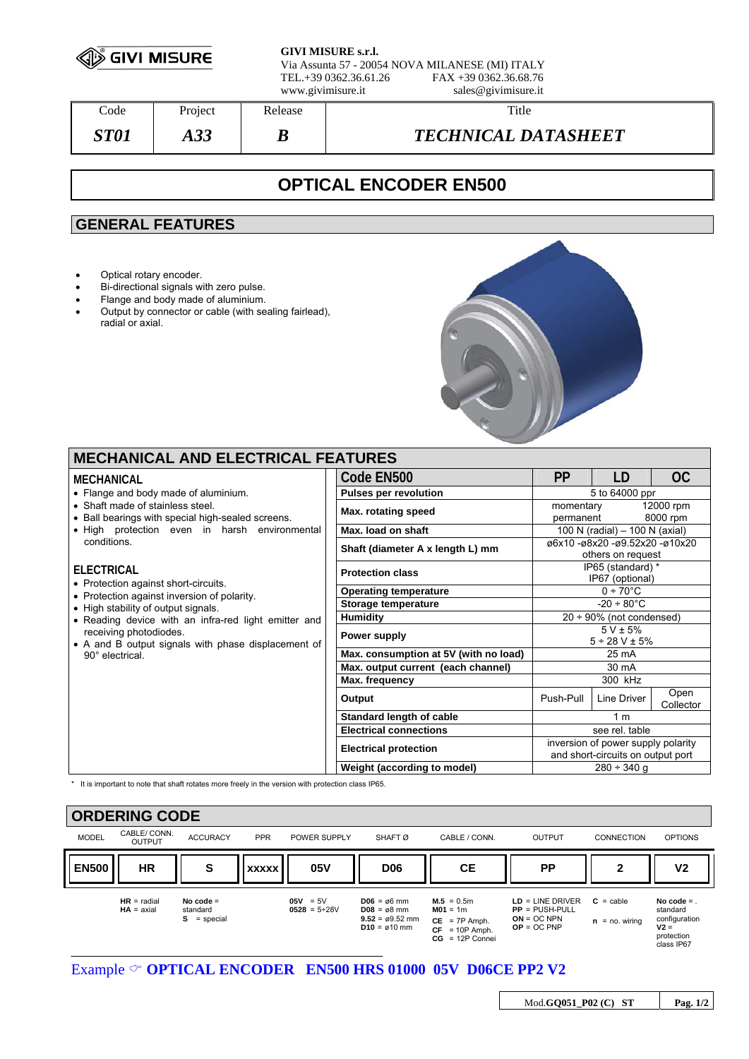**GIVI MISURE s.r.l.**
Via Assunta 57 - 20054 NOVA MILANESE (MI) ITALY
TEL.+39 0362.36.61.26 FAX +39 0362.36.68.76
www.givimisure.it sales@givimisure.it

| Code | Project | Release | Title |
|---|---|---|---|
| *ST01* | *A33* | *B* | *TECHNICAL DATASHEET* |

# OPTICAL ENCODER EN500

## GENERAL FEATURES

- Optical rotary encoder.
- Bi-directional signals with zero pulse.
- Flange and body made of aluminium.
- Output by connector or cable (with sealing fairlead), radial or axial.

## MECHANICAL AND ELECTRICAL FEATURES

### MECHANICAL

- Flange and body made of aluminium.
- Shaft made of stainless steel.
- Ball bearings with special high-sealed screens.
- High protection even in harsh environmental conditions.

### ELECTRICAL

- Protection against short-circuits.
- Protection against inversion of polarity.
- High stability of output signals.
- Reading device with an infra-red light emitter and receiving photodiodes.
- A and B output signals with phase displacement of 90° electrical.

| Code EN500 | PP | LD | OC |
|---|---|---|---|
| Pulses per revolution | 5 to 64000 ppr | | |
| Max. rotating speed | momentary 12000 rpm<br>permanent 8000 rpm | | |
| Max. load on shaft | 100 N (radial) – 100 N (axial) | | |
| Shaft (diameter A x length L) mm | ø6x10 -ø8x20 -ø9.52x20 -ø10x20<br>others on request | | |
| Protection class | IP65 (standard) *<br>IP67 (optional) | | |
| Operating temperature | 0 ÷ 70°C | | |
| Storage temperature | -20 ÷ 80°C | | |
| Humidity | 20 ÷ 90% (not condensed) | | |
| Power supply | 5 V ± 5%<br>5 ÷ 28 V ± 5% | | |
| Max. consumption at 5V (with no load) | 25 mA | | |
| Max. output current (each channel) | 30 mA | | |
| Max. frequency | 300 kHz | | |
| Output | Push-Pull | Line Driver | Open Collector |
| Standard length of cable | 1 m | | |
| Electrical connections | see rel. table | | |
| Electrical protection | inversion of power supply polarity and short-circuits on output port | | |
| Weight (according to model) | 280 ÷ 340 g | | |

\* It is important to note that shaft rotates more freely in the version with protection class IP65.

## ORDERING CODE

| MODEL | CABLE/ CONN. OUTPUT | ACCURACY | PPR | POWER SUPPLY | SHAFT Ø | CABLE / CONN. | OUTPUT | CONNECTION | OPTIONS |
|---|---|---|---|---|---|---|---|---|---|
| **EN500** | **HR** | **S** | **XXXXX** | **05V** | **D06** | **CE** | **PP** | **2** | **V2** |
| | **HR** = radial<br>**HA** = axial | **No code** = standard<br>**S** = special | | **05V** = 5V<br>**0528** = 5÷28V | **D06** = ø6 mm<br>**D08** = ø8 mm<br>**9.52** = ø9.52 mm<br>**D10** = ø10 mm | **M.5** = 0.5m<br>**M01** = 1m<br>**CE** = 7P Amph.<br>**CF** = 10P Amph.<br>**CG** = 12P Connei | **LD** = LINE DRIVER<br>**PP** = PUSH-PULL<br>**ON** = OC NPN<br>**OP** = OC PNP | **C** = cable<br>**n** = no. wiring | **No code** = standard configuration<br>**V2** = protection class IP67 |

Example ☞ **OPTICAL ENCODER EN500 HRS 01000 05V D06CE PP2 V2**

Mod.**GQ051_P02 (C) ST**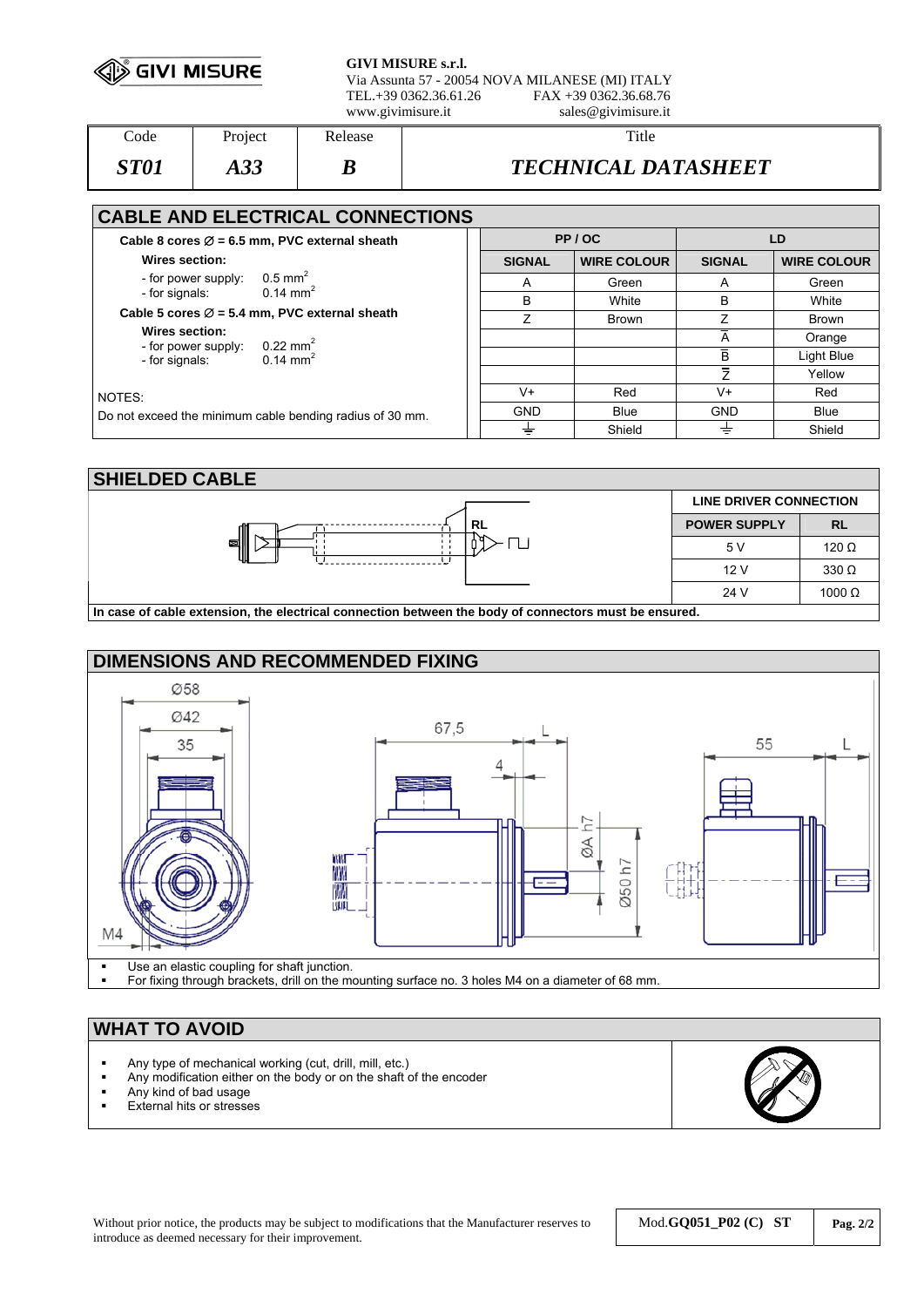GIVI MISURE

**GIVI MISURE s.r.l.**
Via Assunta 57 - 20054 NOVA MILANESE (MI) ITALY
TEL.+39 0362.36.61.26 FAX +39 0362.36.68.76
www.givimisure.it sales@givimisure.it

| Code | Project | Release | Title |
|---|---|---|---|
| ***ST01*** | ***A33*** | ***B*** | ***TECHNICAL DATASHEET*** |

## CABLE AND ELECTRICAL CONNECTIONS

**Cable 8 cores ∅ = 6.5 mm, PVC external sheath**

**Wires section:**
- for power supply: 0.5 $mm^2$
- for signals: 0.14 $mm^2$

**Cable 5 cores ∅ = 5.4 mm, PVC external sheath**

**Wires section:**
- for power supply: 0.22 $mm^2$
- for signals: 0.14 $mm^2$

NOTES:
Do not exceed the minimum cable bending radius of 30 mm.

| PP / OC | | LD | |
|---|---|---|---|
| **SIGNAL** | **WIRE COLOUR** | **SIGNAL** | **WIRE COLOUR** |
| A | Green | A | Green |
| B | White | B | White |
| Z | Brown | Z | Brown |
| | | $\overline{A}$ | Orange |
| | | $\overline{B}$ | Light Blue |
| | | $\overline{Z}$ | Yellow |
| V+ | Red | V+ | Red |
| GND | Blue | GND | Blue |
| ⏚ | Shield | ⏚ | Shield |

## SHIELDED CABLE

RL

| LINE DRIVER CONNECTION | |
|---|---|
| **POWER SUPPLY** | **RL** |
| 5 V | 120 Ω |
| 12 V | 330 Ω |
| 24 V | 1000 Ω |

**In case of cable extension, the electrical connection between the body of connectors must be ensured.**

## DIMENSIONS AND RECOMMENDED FIXING

Ø58
Ø42
35
M4
67,5
L
4
ØA h7
Ø50 h7
55
L

- Use an elastic coupling for shaft junction.
- For fixing through brackets, drill on the mounting surface no. 3 holes M4 on a diameter of 68 mm.

## WHAT TO AVOID

- Any type of mechanical working (cut, drill, mill, etc.)
- Any modification either on the body or on the shaft of the encoder
- Any kind of bad usage
- External hits or stresses

Without prior notice, the products may be subject to modifications that the Manufacturer reserves to introduce as deemed necessary for their improvement.

Mod.**GQ051_P02 (C) ST**